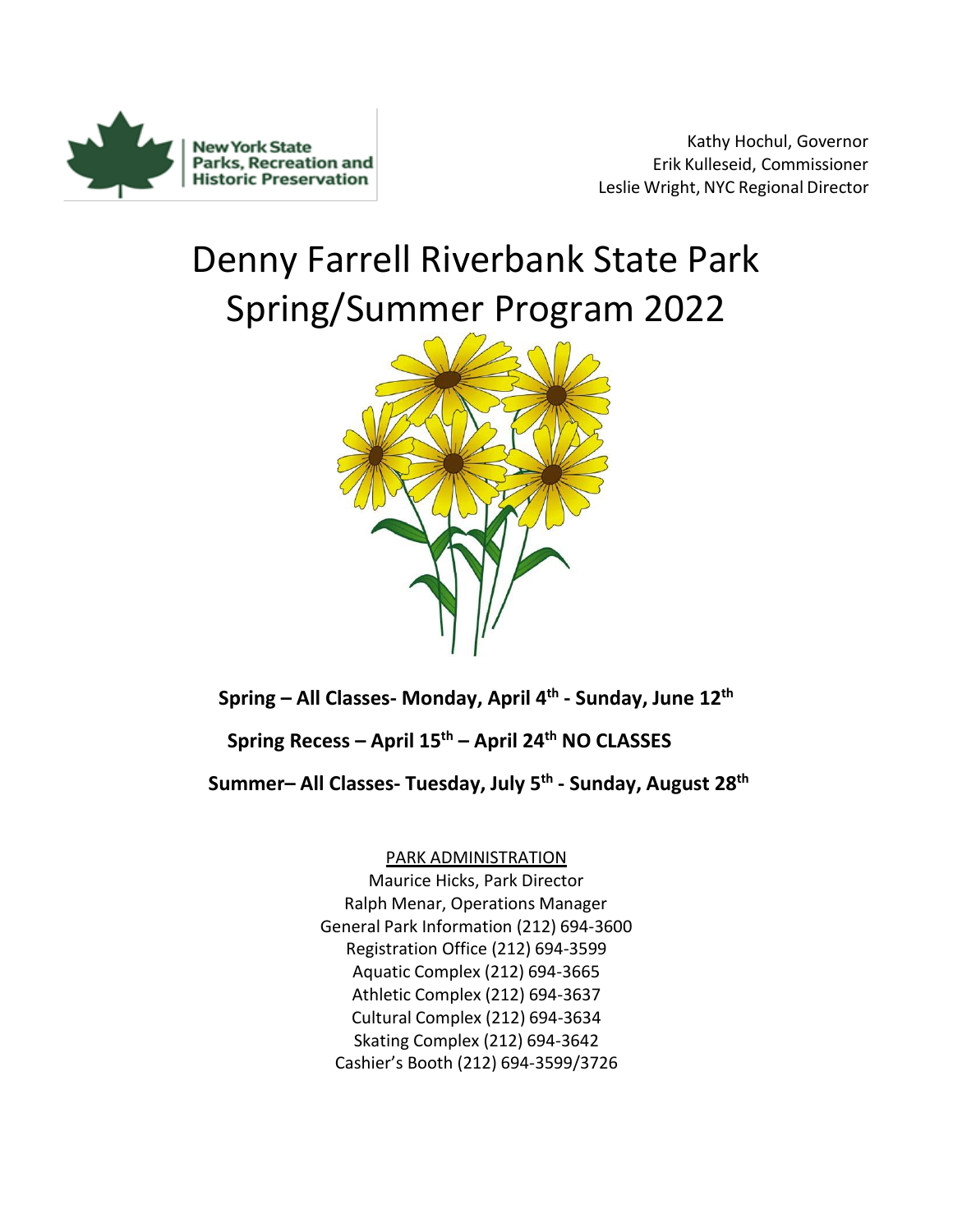New York State Parks, Recreation and Historic Preservation

Kathy Hochul, Governor
Erik Kulleseid, Commissioner
Leslie Wright, NYC Regional Director

# Denny Farrell Riverbank State Park Spring/Summer Program 2022

**Spring – All Classes- Monday, April 4th - Sunday, June 12th**

**Spring Recess – April 15th – April 24th NO CLASSES**

**Summer– All Classes- Tuesday, July 5th - Sunday, August 28th**

PARK ADMINISTRATION

Maurice Hicks, Park Director
Ralph Menar, Operations Manager
General Park Information (212) 694-3600
Registration Office (212) 694-3599
Aquatic Complex (212) 694-3665
Athletic Complex (212) 694-3637
Cultural Complex (212) 694-3634
Skating Complex (212) 694-3642
Cashier's Booth (212) 694-3599/3726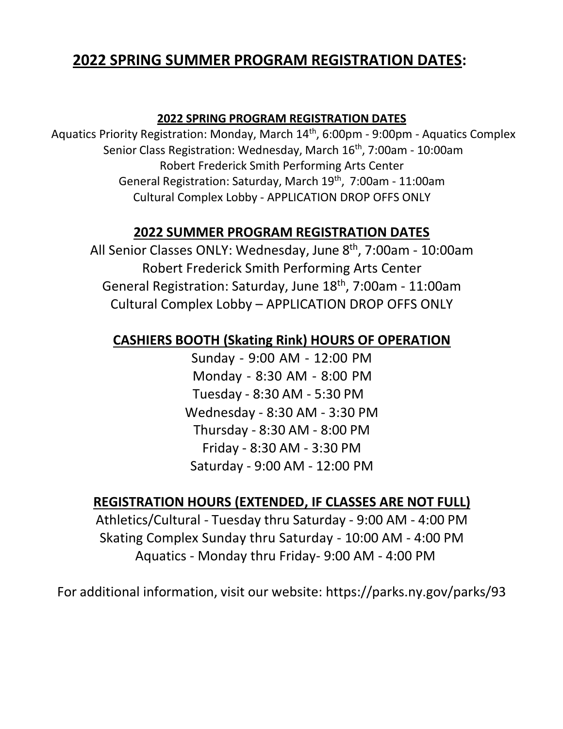# 2022 SPRING SUMMER PROGRAM REGISTRATION DATES:

## 2022 SPRING PROGRAM REGISTRATION DATES

Aquatics Priority Registration: Monday, March 14th, 6:00pm - 9:00pm - Aquatics Complex
Senior Class Registration: Wednesday, March 16th, 7:00am - 10:00am
Robert Frederick Smith Performing Arts Center
General Registration: Saturday, March 19th, 7:00am - 11:00am
Cultural Complex Lobby - APPLICATION DROP OFFS ONLY

## 2022 SUMMER PROGRAM REGISTRATION DATES

All Senior Classes ONLY: Wednesday, June 8th, 7:00am - 10:00am
Robert Frederick Smith Performing Arts Center
General Registration: Saturday, June 18th, 7:00am - 11:00am
Cultural Complex Lobby – APPLICATION DROP OFFS ONLY

## CASHIERS BOOTH (Skating Rink) HOURS OF OPERATION

Sunday - 9:00 AM - 12:00 PM
Monday - 8:30 AM - 8:00 PM
Tuesday - 8:30 AM - 5:30 PM
Wednesday - 8:30 AM - 3:30 PM
Thursday - 8:30 AM - 8:00 PM
Friday - 8:30 AM - 3:30 PM
Saturday - 9:00 AM - 12:00 PM

## REGISTRATION HOURS (EXTENDED, IF CLASSES ARE NOT FULL)

Athletics/Cultural - Tuesday thru Saturday - 9:00 AM - 4:00 PM
Skating Complex Sunday thru Saturday - 10:00 AM - 4:00 PM
Aquatics - Monday thru Friday- 9:00 AM - 4:00 PM

For additional information, visit our website: https://parks.ny.gov/parks/93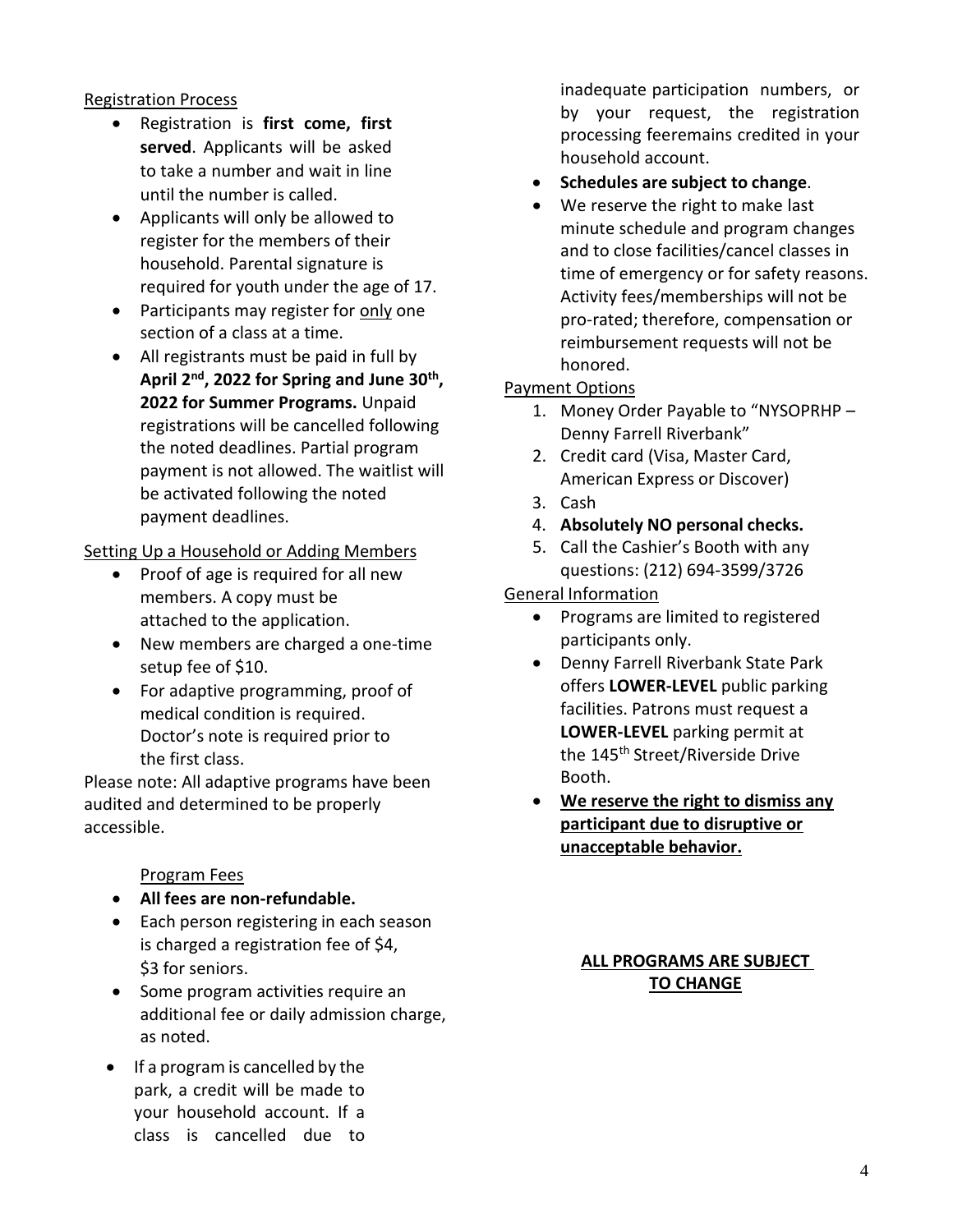## Registration Process

- Registration is **first come, first served**. Applicants will be asked to take a number and wait in line until the number is called.
- Applicants will only be allowed to register for the members of their household. Parental signature is required for youth under the age of 17.
- Participants may register for only one section of a class at a time.
- All registrants must be paid in full by **April 2nd, 2022 for Spring and June 30th, 2022 for Summer Programs.** Unpaid registrations will be cancelled following the noted deadlines. Partial program payment is not allowed. The waitlist will be activated following the noted payment deadlines.

## Setting Up a Household or Adding Members

- Proof of age is required for all new members. A copy must be attached to the application.
- New members are charged a one-time setup fee of $10.
- For adaptive programming, proof of medical condition is required. Doctor's note is required prior to the first class.

Please note: All adaptive programs have been audited and determined to be properly accessible.

## Program Fees

- **All fees are non-refundable.**
- Each person registering in each season is charged a registration fee of $4, $3 for seniors.
- Some program activities require an additional fee or daily admission charge, as noted.
- If a program is cancelled by the park, a credit will be made to your household account. If a class is cancelled due to inadequate participation numbers, or by your request, the registration processing feeremains credited in your household account.
- **Schedules are subject to change**.
- We reserve the right to make last minute schedule and program changes and to close facilities/cancel classes in time of emergency or for safety reasons. Activity fees/memberships will not be pro-rated; therefore, compensation or reimbursement requests will not be honored.

## Payment Options

1. Money Order Payable to "NYSOPRHP – Denny Farrell Riverbank"
2. Credit card (Visa, Master Card, American Express or Discover)
3. Cash
4. **Absolutely NO personal checks.**
5. Call the Cashier's Booth with any questions: (212) 694-3599/3726

## General Information

- Programs are limited to registered participants only.
- Denny Farrell Riverbank State Park offers **LOWER-LEVEL** public parking facilities. Patrons must request a **LOWER-LEVEL** parking permit at the 145th Street/Riverside Drive Booth.
- **We reserve the right to dismiss any participant due to disruptive or unacceptable behavior.**

**ALL PROGRAMS ARE SUBJECT TO CHANGE**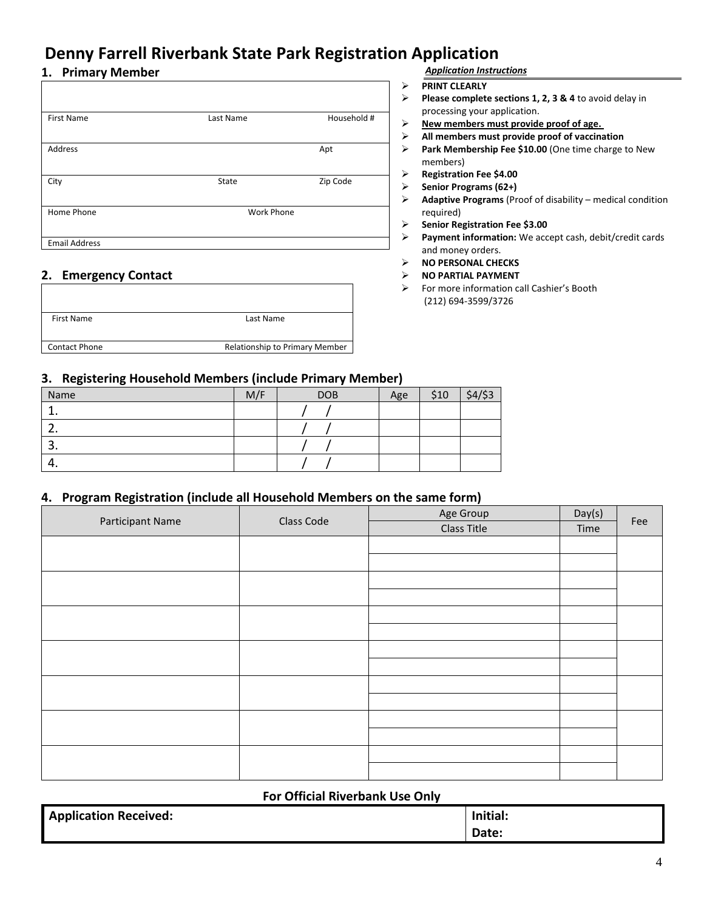# Denny Farrell Riverbank State Park Registration Application

## 1. Primary Member

| | | |
|---|---|---|
| First Name | Last Name | Household # |
| Address | | Apt |
| City | State | Zip Code |
| Home Phone | Work Phone | |
| Email Address | | |

## 2. Emergency Contact

| | |
|---|---|
| First Name | Last Name |
| Contact Phone | Relationship to Primary Member |

***Application Instructions***

- **PRINT CLEARLY**
- **Please complete sections 1, 2, 3 & 4** to avoid delay in processing your application.
- **New members must provide proof of age.**
- **All members must provide proof of vaccination**
- **Park Membership Fee $10.00** (One time charge to New members)
- **Registration Fee $4.00**
- **Senior Programs (62+)**
- **Adaptive Programs** (Proof of disability – medical condition required)
- **Senior Registration Fee $3.00**
- **Payment information:** We accept cash, debit/credit cards and money orders.
- **NO PERSONAL CHECKS**
- **NO PARTIAL PAYMENT**
- For more information call Cashier's Booth (212) 694-3599/3726

## 3. Registering Household Members (include Primary Member)

| Name | M/F | DOB | Age | $10 | $4/$3 |
|---|---|---|---|---|---|
| 1. | | / / | | | |
| 2. | | / / | | | |
| 3. | | / / | | | |
| 4. | | / / | | | |

## 4. Program Registration (include all Household Members on the same form)

| Participant Name | Class Code | Age Group / Class Title | Day(s) / Time | Fee |
|---|---|---|---|---|
| | | | | |
| | | | | |
| | | | | |
| | | | | |
| | | | | |
| | | | | |
| | | | | |

**For Official Riverbank Use Only**

| | |
|---|---|
| **Application Received:** | **Initial:** <br> **Date:** |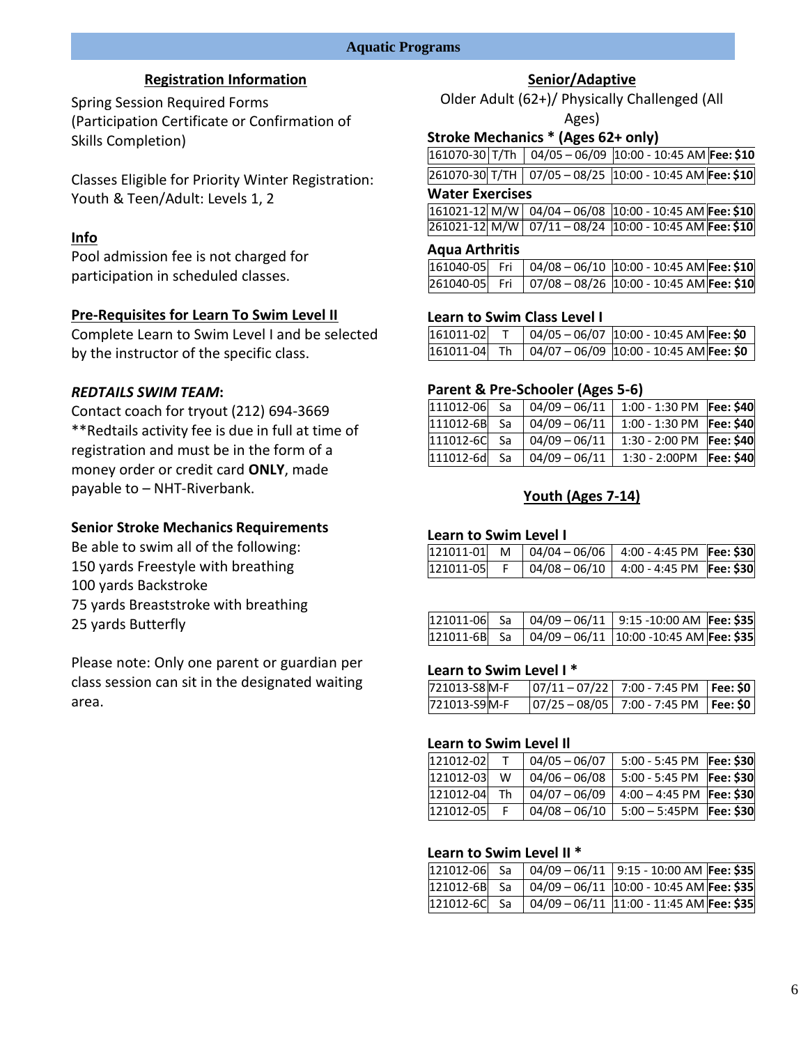# Aquatic Programs

## Registration Information

Spring Session Required Forms (Participation Certificate or Confirmation of Skills Completion)

Classes Eligible for Priority Winter Registration: Youth & Teen/Adult: Levels 1, 2

### Info

Pool admission fee is not charged for participation in scheduled classes.

### Pre-Requisites for Learn To Swim Level II

Complete Learn to Swim Level I and be selected by the instructor of the specific class.

### *REDTAILS SWIM TEAM*:

Contact coach for tryout (212) 694-3669
**Redtails activity fee is due in full at time of registration and must be in the form of a money order or credit card **ONLY**, made payable to – NHT-Riverbank.

### Senior Stroke Mechanics Requirements

Be able to swim all of the following:
150 yards Freestyle with breathing
100 yards Backstroke
75 yards Breaststroke with breathing
25 yards Butterfly

Please note: Only one parent or guardian per class session can sit in the designated waiting area.

## Senior/Adaptive

Older Adult (62+)/ Physically Challenged (All Ages)

### Stroke Mechanics * (Ages 62+ only)

| | | | | |
|---|---|---|---|---|
| 161070-30 | T/Th | 04/05 – 06/09 | 10:00 - 10:45 AM | **Fee: $10** |
| 261070-30 | T/TH | 07/05 – 08/25 | 10:00 - 10:45 AM | **Fee: $10** |

### Water Exercises

| | | | | |
|---|---|---|---|---|
| 161021-12 | M/W | 04/04 – 06/08 | 10:00 - 10:45 AM | **Fee: $10** |
| 261021-12 | M/W | 07/11 – 08/24 | 10:00 - 10:45 AM | **Fee: $10** |

### Aqua Arthritis

| | | | | |
|---|---|---|---|---|
| 161040-05 | Fri | 04/08 – 06/10 | 10:00 - 10:45 AM | **Fee: $10** |
| 261040-05 | Fri | 07/08 – 08/26 | 10:00 - 10:45 AM | **Fee: $10** |

### Learn to Swim Class Level I

| | | | | |
|---|---|---|---|---|
| 161011-02 | T | 04/05 – 06/07 | 10:00 - 10:45 AM | **Fee: $0** |
| 161011-04 | Th | 04/07 – 06/09 | 10:00 - 10:45 AM | **Fee: $0** |

### Parent & Pre-Schooler (Ages 5-6)

| | | | | |
|---|---|---|---|---|
| 111012-06 | Sa | 04/09 – 06/11 | 1:00 - 1:30 PM | **Fee: $40** |
| 111012-6B | Sa | 04/09 – 06/11 | 1:00 - 1:30 PM | **Fee: $40** |
| 111012-6C | Sa | 04/09 – 06/11 | 1:30 - 2:00 PM | **Fee: $40** |
| 111012-6d | Sa | 04/09 – 06/11 | 1:30 - 2:00PM | **Fee: $40** |

## Youth (Ages 7-14)

### Learn to Swim Level I

| | | | | |
|---|---|---|---|---|
| 121011-01 | M | 04/04 – 06/06 | 4:00 - 4:45 PM | **Fee: $30** |
| 121011-05 | F | 04/08 – 06/10 | 4:00 - 4:45 PM | **Fee: $30** |

| | | | | |
|---|---|---|---|---|
| 121011-06 | Sa | 04/09 – 06/11 | 9:15 -10:00 AM | **Fee: $35** |
| 121011-6B | Sa | 04/09 – 06/11 | 10:00 -10:45 AM | **Fee: $35** |

### Learn to Swim Level I *

| | | | | |
|---|---|---|---|---|
| 721013-S8 | M-F | 07/11 – 07/22 | 7:00 - 7:45 PM | **Fee: $0** |
| 721013-S9 | M-F | 07/25 – 08/05 | 7:00 - 7:45 PM | **Fee: $0** |

### Learn to Swim Level II

| | | | | |
|---|---|---|---|---|
| 121012-02 | T | 04/05 – 06/07 | 5:00 - 5:45 PM | **Fee: $30** |
| 121012-03 | W | 04/06 – 06/08 | 5:00 - 5:45 PM | **Fee: $30** |
| 121012-04 | Th | 04/07 – 06/09 | 4:00 – 4:45 PM | **Fee: $30** |
| 121012-05 | F | 04/08 – 06/10 | 5:00 – 5:45PM | **Fee: $30** |

### Learn to Swim Level II *

| | | | | |
|---|---|---|---|---|
| 121012-06 | Sa | 04/09 – 06/11 | 9:15 - 10:00 AM | **Fee: $35** |
| 121012-6B | Sa | 04/09 – 06/11 | 10:00 - 10:45 AM | **Fee: $35** |
| 121012-6C | Sa | 04/09 – 06/11 | 11:00 - 11:45 AM | **Fee: $35** |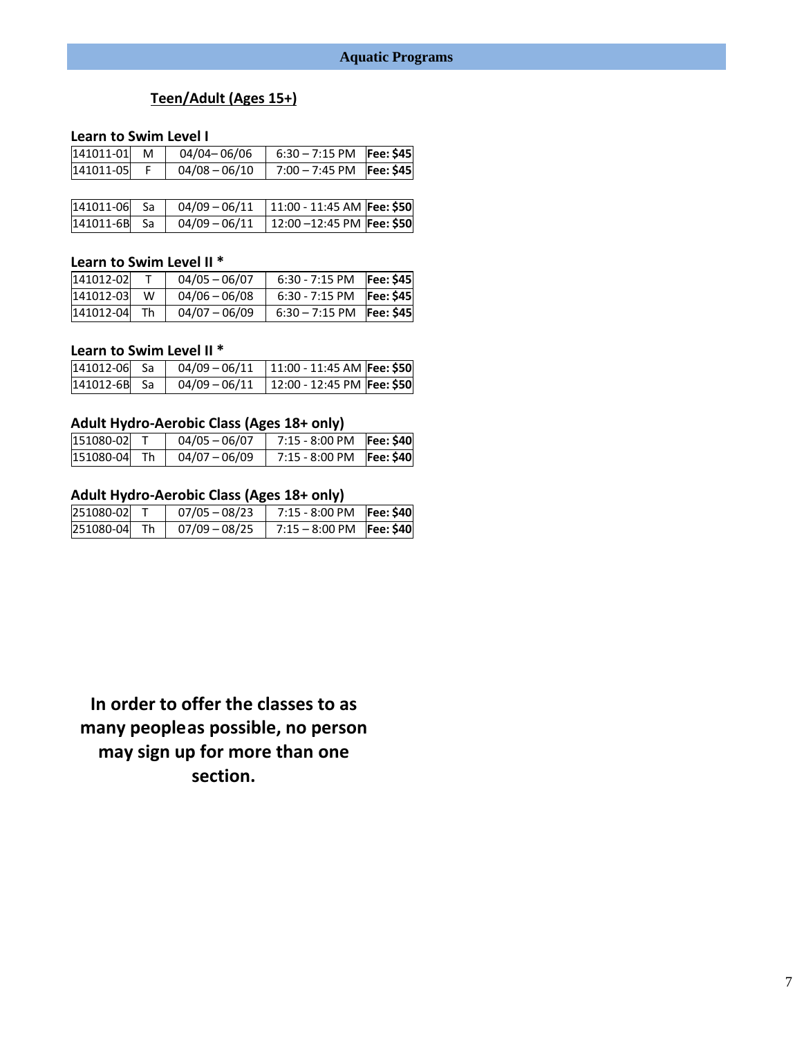# Aquatic Programs

## Teen/Adult (Ages 15+)

### Learn to Swim Level I

| | | | | |
|---|---|---|---|---|
| 141011-01 | M | 04/04– 06/06 | 6:30 – 7:15 PM | **Fee: $45** |
| 141011-05 | F | 04/08 – 06/10 | 7:00 – 7:45 PM | **Fee: $45** |

| | | | | |
|---|---|---|---|---|
| 141011-06 | Sa | 04/09 – 06/11 | 11:00 - 11:45 AM | **Fee: $50** |
| 141011-6B | Sa | 04/09 – 06/11 | 12:00 –12:45 PM | **Fee: $50** |

### Learn to Swim Level II *

| | | | | |
|---|---|---|---|---|
| 141012-02 | T | 04/05 – 06/07 | 6:30 - 7:15 PM | **Fee: $45** |
| 141012-03 | W | 04/06 – 06/08 | 6:30 - 7:15 PM | **Fee: $45** |
| 141012-04 | Th | 04/07 – 06/09 | 6:30 – 7:15 PM | **Fee: $45** |

### Learn to Swim Level II *

| | | | | |
|---|---|---|---|---|
| 141012-06 | Sa | 04/09 – 06/11 | 11:00 - 11:45 AM | **Fee: $50** |
| 141012-6B | Sa | 04/09 – 06/11 | 12:00 - 12:45 PM | **Fee: $50** |

### Adult Hydro-Aerobic Class (Ages 18+ only)

| | | | | |
|---|---|---|---|---|
| 151080-02 | T | 04/05 – 06/07 | 7:15 - 8:00 PM | **Fee: $40** |
| 151080-04 | Th | 04/07 – 06/09 | 7:15 - 8:00 PM | **Fee: $40** |

### Adult Hydro-Aerobic Class (Ages 18+ only)

| | | | | |
|---|---|---|---|---|
| 251080-02 | T | 07/05 – 08/23 | 7:15 - 8:00 PM | **Fee: $40** |
| 251080-04 | Th | 07/09 – 08/25 | 7:15 – 8:00 PM | **Fee: $40** |

**In order to offer the classes to as many people as possible, no person may sign up for more than one section.**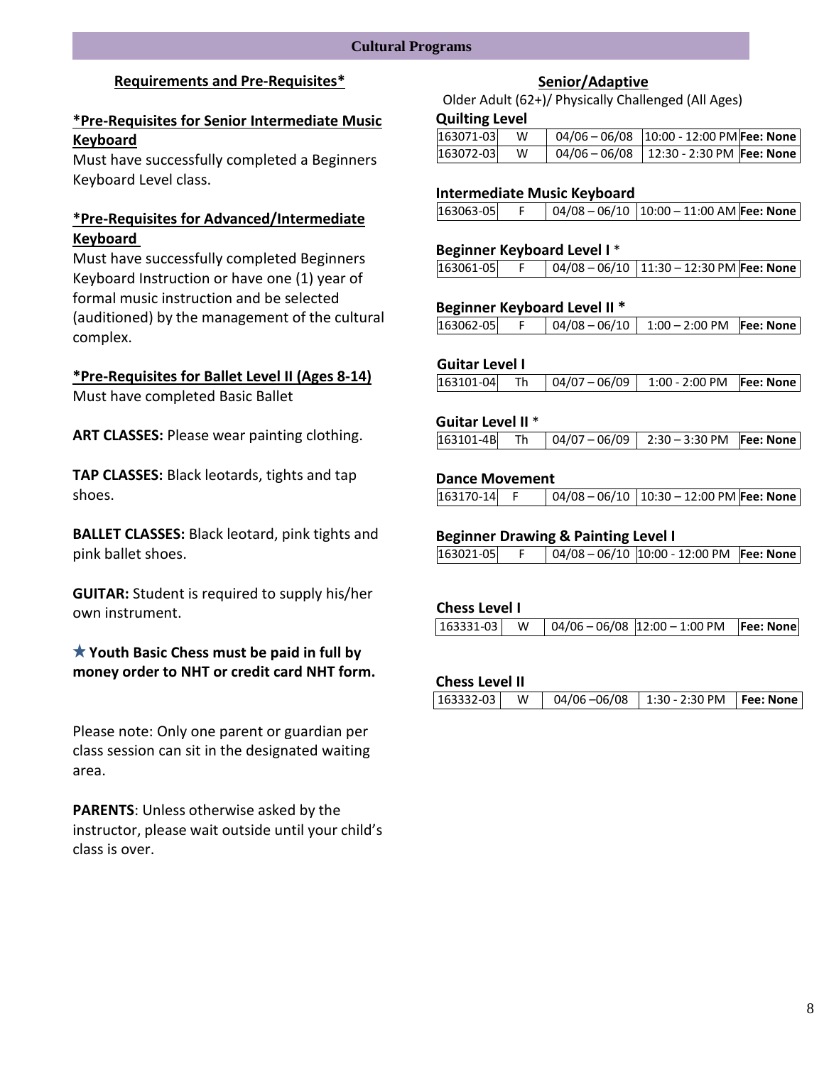## Cultural Programs

### Requirements and Pre-Requisites*

**\*Pre-Requisites for Senior Intermediate Music Keyboard**

Must have successfully completed a Beginners Keyboard Level class.

**\*Pre-Requisites for Advanced/Intermediate Keyboard**

Must have successfully completed Beginners Keyboard Instruction or have one (1) year of formal music instruction and be selected (auditioned) by the management of the cultural complex.

**\*Pre-Requisites for Ballet Level II (Ages 8-14)**

Must have completed Basic Ballet

**ART CLASSES:** Please wear painting clothing.

**TAP CLASSES:** Black leotards, tights and tap shoes.

**BALLET CLASSES:** Black leotard, pink tights and pink ballet shoes.

**GUITAR:** Student is required to supply his/her own instrument.

**★ Youth Basic Chess must be paid in full by money order to NHT or credit card NHT form.**

Please note: Only one parent or guardian per class session can sit in the designated waiting area.

**PARENTS**: Unless otherwise asked by the instructor, please wait outside until your child's class is over.

### Senior/Adaptive

Older Adult (62+)/ Physically Challenged (All Ages)

**Quilting Level**

| | | | | |
|---|---|---|---|---|
| 163071-03 | W | 04/06 – 06/08 | 10:00 - 12:00 PM | **Fee: None** |
| 163072-03 | W | 04/06 – 06/08 | 12:30 - 2:30 PM | **Fee: None** |

**Intermediate Music Keyboard**

| | | | | |
|---|---|---|---|---|
| 163063-05 | F | 04/08 – 06/10 | 10:00 – 11:00 AM | **Fee: None** |

**Beginner Keyboard Level I** *

| | | | | |
|---|---|---|---|---|
| 163061-05 | F | 04/08 – 06/10 | 11:30 – 12:30 PM | **Fee: None** |

**Beginner Keyboard Level II \***

| | | | | |
|---|---|---|---|---|
| 163062-05 | F | 04/08 – 06/10 | 1:00 – 2:00 PM | **Fee: None** |

**Guitar Level I**

| | | | | |
|---|---|---|---|---|
| 163101-04 | Th | 04/07 – 06/09 | 1:00 - 2:00 PM | **Fee: None** |

**Guitar Level II** *

| | | | | |
|---|---|---|---|---|
| 163101-4B | Th | 04/07 – 06/09 | 2:30 – 3:30 PM | **Fee: None** |

**Dance Movement**

| | | | | |
|---|---|---|---|---|
| 163170-14 | F | 04/08 – 06/10 | 10:30 – 12:00 PM | **Fee: None** |

**Beginner Drawing & Painting Level I**

| | | | | |
|---|---|---|---|---|
| 163021-05 | F | 04/08 – 06/10 | 10:00 - 12:00 PM | **Fee: None** |

**Chess Level I**

| | | | | |
|---|---|---|---|---|
| 163331-03 | W | 04/06 – 06/08 | 12:00 – 1:00 PM | **Fee: None** |

**Chess Level II**

| | | | | |
|---|---|---|---|---|
| 163332-03 | W | 04/06 –06/08 | 1:30 - 2:30 PM | **Fee: None** |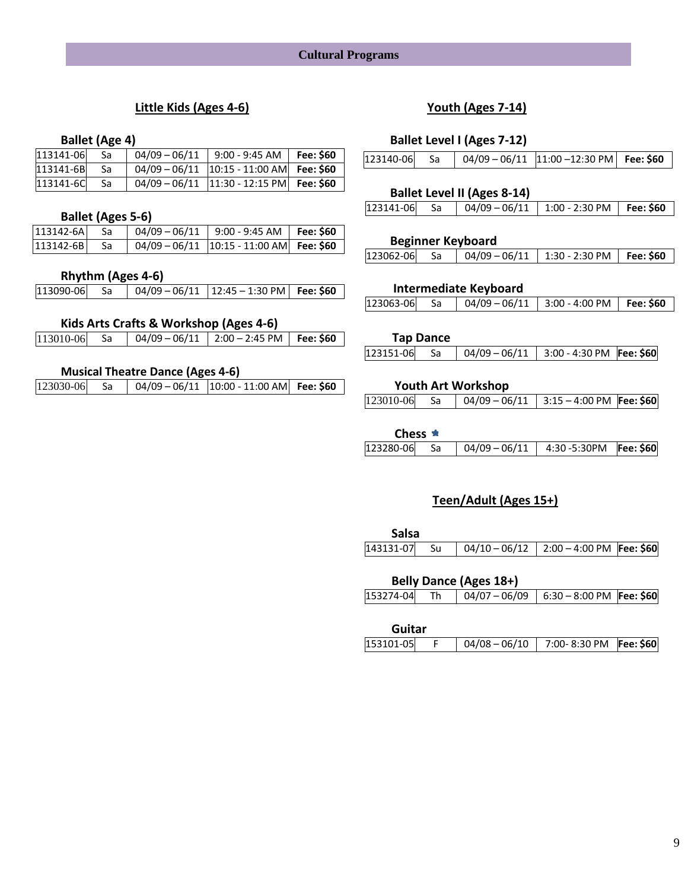# Cultural Programs

## Little Kids (Ages 4-6)

### Ballet (Age 4)

| | | | | |
|---|---|---|---|---|
| 113141-06 | Sa | 04/09 – 06/11 | 9:00 - 9:45 AM | **Fee: $60** |
| 113141-6B | Sa | 04/09 – 06/11 | 10:15 - 11:00 AM | **Fee: $60** |
| 113141-6C | Sa | 04/09 – 06/11 | 11:30 - 12:15 PM | **Fee: $60** |

### Ballet (Ages 5-6)

| | | | | |
|---|---|---|---|---|
| 113142-6A | Sa | 04/09 – 06/11 | 9:00 - 9:45 AM | **Fee: $60** |
| 113142-6B | Sa | 04/09 – 06/11 | 10:15 - 11:00 AM | **Fee: $60** |

### Rhythm (Ages 4-6)

| | | | | |
|---|---|---|---|---|
| 113090-06 | Sa | 04/09 – 06/11 | 12:45 – 1:30 PM | **Fee: $60** |

### Kids Arts Crafts & Workshop (Ages 4-6)

| | | | | |
|---|---|---|---|---|
| 113010-06 | Sa | 04/09 – 06/11 | 2:00 – 2:45 PM | **Fee: $60** |

### Musical Theatre Dance (Ages 4-6)

| | | | | |
|---|---|---|---|---|
| 123030-06 | Sa | 04/09 – 06/11 | 10:00 - 11:00 AM | **Fee: $60** |

## Youth (Ages 7-14)

### Ballet Level I (Ages 7-12)

| | | | | |
|---|---|---|---|---|
| 123140-06 | Sa | 04/09 – 06/11 | 11:00 –12:30 PM | **Fee: $60** |

### Ballet Level II (Ages 8-14)

| | | | | |
|---|---|---|---|---|
| 123141-06 | Sa | 04/09 – 06/11 | 1:00 - 2:30 PM | **Fee: $60** |

### Beginner Keyboard

| | | | | |
|---|---|---|---|---|
| 123062-06 | Sa | 04/09 – 06/11 | 1:30 - 2:30 PM | **Fee: $60** |

### Intermediate Keyboard

| | | | | |
|---|---|---|---|---|
| 123063-06 | Sa | 04/09 – 06/11 | 3:00 - 4:00 PM | **Fee: $60** |

### Tap Dance

| | | | | |
|---|---|---|---|---|
| 123151-06 | Sa | 04/09 – 06/11 | 3:00 - 4:30 PM | **Fee: $60** |

### Youth Art Workshop

| | | | | |
|---|---|---|---|---|
| 123010-06 | Sa | 04/09 – 06/11 | 3:15 – 4:00 PM | **Fee: $60** |

### Chess ★

| | | | | |
|---|---|---|---|---|
| 123280-06 | Sa | 04/09 – 06/11 | 4:30 -5:30PM | **Fee: $60** |

## Teen/Adult (Ages 15+)

### Salsa

| | | | | |
|---|---|---|---|---|
| 143131-07 | Su | 04/10 – 06/12 | 2:00 – 4:00 PM | **Fee: $60** |

### Belly Dance (Ages 18+)

| | | | | |
|---|---|---|---|---|
| 153274-04 | Th | 04/07 – 06/09 | 6:30 – 8:00 PM | **Fee: $60** |

### Guitar

| | | | | |
|---|---|---|---|---|
| 153101-05 | F | 04/08 – 06/10 | 7:00- 8:30 PM | **Fee: $60** |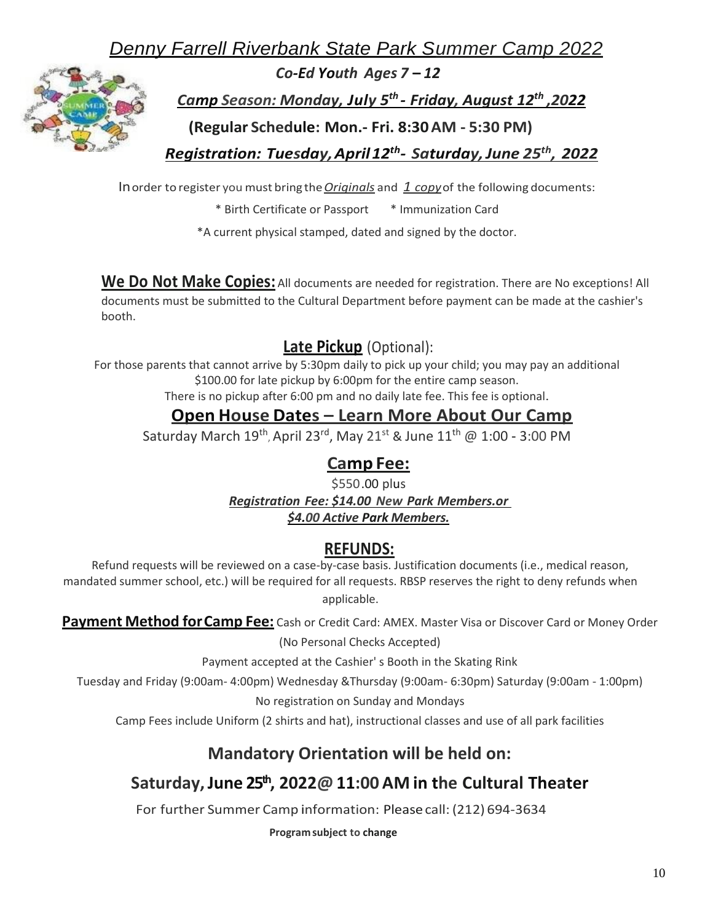# *Denny Farrell Riverbank State Park Summer Camp 2022*

***Co-Ed Youth Ages 7 – 12***

***Camp Season: Monday, July 5th - Friday, August 12th ,2022***

**(Regular Schedule: Mon.- Fri. 8:30 AM - 5:30 PM)**

***Registration: Tuesday, April 12th- Saturday, June 25th, 2022***

In order to register you must bring the *Originals* and *1 copy* of the following documents:

* Birth Certificate or Passport * Immunization Card

*A current physical stamped, dated and signed by the doctor.

**We Do Not Make Copies:** All documents are needed for registration. There are No exceptions! All documents must be submitted to the Cultural Department before payment can be made at the cashier's booth.

## Late Pickup (Optional):

For those parents that cannot arrive by 5:30pm daily to pick up your child; you may pay an additional $100.00 for late pickup by 6:00pm for the entire camp season.
There is no pickup after 6:00 pm and no daily late fee. This fee is optional.

## Open House Dates – Learn More About Our Camp

Saturday March 19th, April 23rd, May 21st & June 11th @ 1:00 - 3:00 PM

## Camp Fee:

$550.00 plus
***Registration Fee: $14.00 New Park Members.or***
***$4.00 Active Park Members.***

## REFUNDS:

Refund requests will be reviewed on a case-by-case basis. Justification documents (i.e., medical reason, mandated summer school, etc.) will be required for all requests. RBSP reserves the right to deny refunds when applicable.

**Payment Method for Camp Fee:** Cash or Credit Card: AMEX. Master Visa or Discover Card or Money Order

(No Personal Checks Accepted)

Payment accepted at the Cashier' s Booth in the Skating Rink

Tuesday and Friday (9:00am- 4:00pm) Wednesday &Thursday (9:00am- 6:30pm) Saturday (9:00am - 1:00pm)

No registration on Sunday and Mondays

Camp Fees include Uniform (2 shirts and hat), instructional classes and use of all park facilities

## Mandatory Orientation will be held on:

## Saturday, June 25th, 2022@ 11:00 AM in the Cultural Theater

For further Summer Camp information: Please call: (212) 694-3634

**Program subject to change**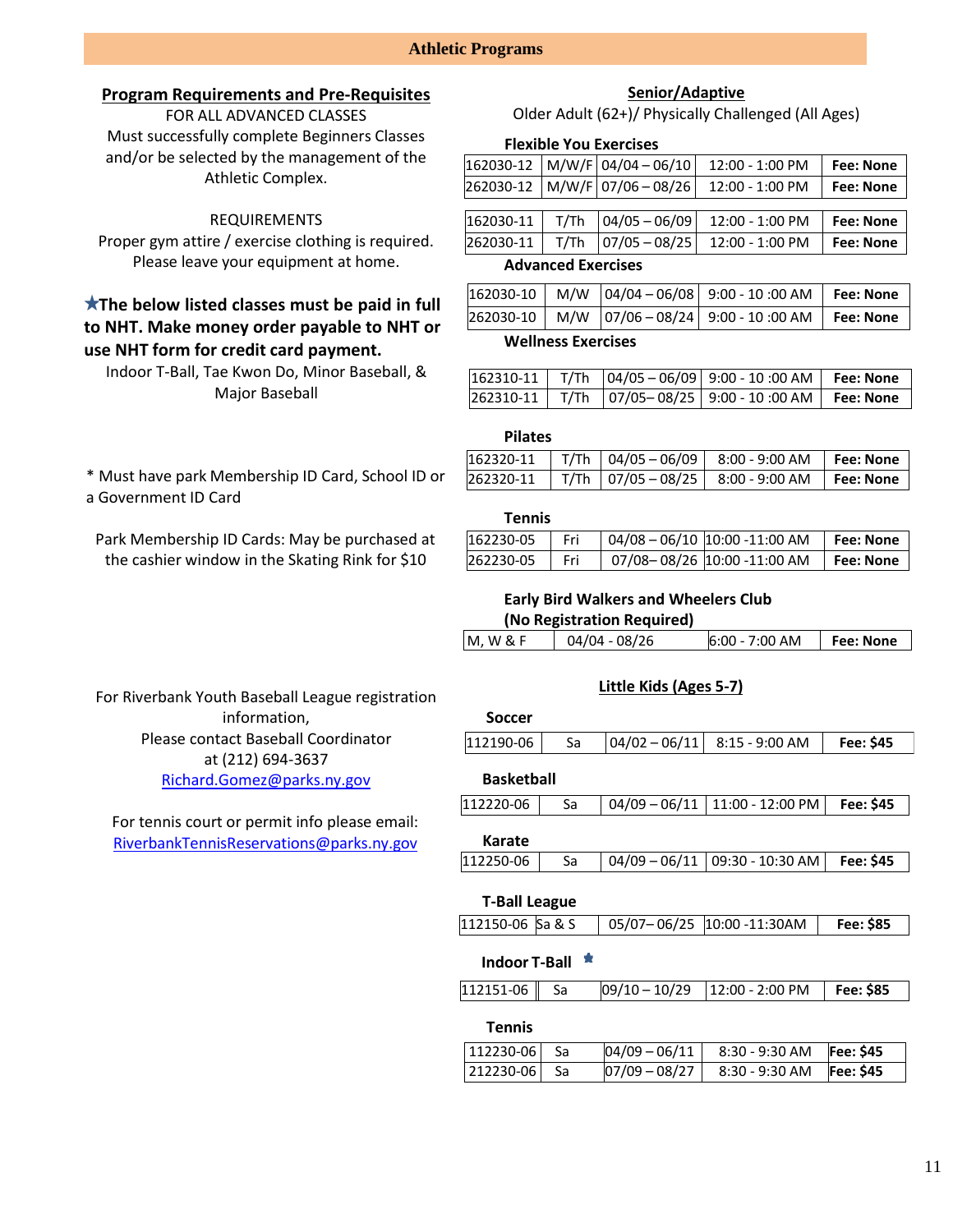# Athletic Programs

## Program Requirements and Pre-Requisites

FOR ALL ADVANCED CLASSES

Must successfully complete Beginners Classes and/or be selected by the management of the Athletic Complex.

REQUIREMENTS

Proper gym attire / exercise clothing is required. Please leave your equipment at home.

**★The below listed classes must be paid in full to NHT. Make money order payable to NHT or use NHT form for credit card payment.**

Indoor T-Ball, Tae Kwon Do, Minor Baseball, & Major Baseball

* Must have park Membership ID Card, School ID or a Government ID Card

Park Membership ID Cards: May be purchased at the cashier window in the Skating Rink for $10

For Riverbank Youth Baseball League registration information,
Please contact Baseball Coordinator
at (212) 694-3637
Richard.Gomez@parks.ny.gov

For tennis court or permit info please email:
RiverbankTennisReservations@parks.ny.gov

## Senior/Adaptive

Older Adult (62+)/ Physically Challenged (All Ages)

**Flexible You Exercises**

| | | | | |
|---|---|---|---|---|
| 162030-12 | M/W/F | 04/04 – 06/10 | 12:00 - 1:00 PM | **Fee: None** |
| 262030-12 | M/W/F | 07/06 – 08/26 | 12:00 - 1:00 PM | **Fee: None** |
| 162030-11 | T/Th | 04/05 – 06/09 | 12:00 - 1:00 PM | **Fee: None** |
| 262030-11 | T/Th | 07/05 – 08/25 | 12:00 - 1:00 PM | **Fee: None** |

**Advanced Exercises**

| | | | | |
|---|---|---|---|---|
| 162030-10 | M/W | 04/04 – 06/08 | 9:00 - 10 :00 AM | **Fee: None** |
| 262030-10 | M/W | 07/06 – 08/24 | 9:00 - 10 :00 AM | **Fee: None** |

**Wellness Exercises**

| | | | | |
|---|---|---|---|---|
| 162310-11 | T/Th | 04/05 – 06/09 | 9:00 - 10 :00 AM | **Fee: None** |
| 262310-11 | T/Th | 07/05– 08/25 | 9:00 - 10 :00 AM | **Fee: None** |

**Pilates**

| | | | | |
|---|---|---|---|---|
| 162320-11 | T/Th | 04/05 – 06/09 | 8:00 - 9:00 AM | **Fee: None** |
| 262320-11 | T/Th | 07/05 – 08/25 | 8:00 - 9:00 AM | **Fee: None** |

**Tennis**

| | | | | |
|---|---|---|---|---|
| 162230-05 | Fri | 04/08 – 06/10 | 10:00 -11:00 AM | **Fee: None** |
| 262230-05 | Fri | 07/08– 08/26 | 10:00 -11:00 AM | **Fee: None** |

**Early Bird Walkers and Wheelers Club**
**(No Registration Required)**

| | | | |
|---|---|---|---|
| M, W & F | 04/04 - 08/26 | 6:00 - 7:00 AM | **Fee: None** |

## Little Kids (Ages 5-7)

**Soccer**

| | | | | |
|---|---|---|---|---|
| 112190-06 | Sa | 04/02 – 06/11 | 8:15 - 9:00 AM | **Fee: $45** |

**Basketball**

| | | | | |
|---|---|---|---|---|
| 112220-06 | Sa | 04/09 – 06/11 | 11:00 - 12:00 PM | **Fee: $45** |

**Karate**

| | | | | |
|---|---|---|---|---|
| 112250-06 | Sa | 04/09 – 06/11 | 09:30 - 10:30 AM | **Fee: $45** |

**T-Ball League**

| | | | | |
|---|---|---|---|---|
| 112150-06 | Sa & S | 05/07– 06/25 | 10:00 -11:30AM | **Fee: $85** |

**Indoor T-Ball** ★

| | | | | |
|---|---|---|---|---|
| 112151-06 | Sa | 09/10 – 10/29 | 12:00 - 2:00 PM | **Fee: $85** |

**Tennis**

| | | | | |
|---|---|---|---|---|
| 112230-06 | Sa | 04/09 – 06/11 | 8:30 - 9:30 AM | **Fee: $45** |
| 212230-06 | Sa | 07/09 – 08/27 | 8:30 - 9:30 AM | **Fee: $45** |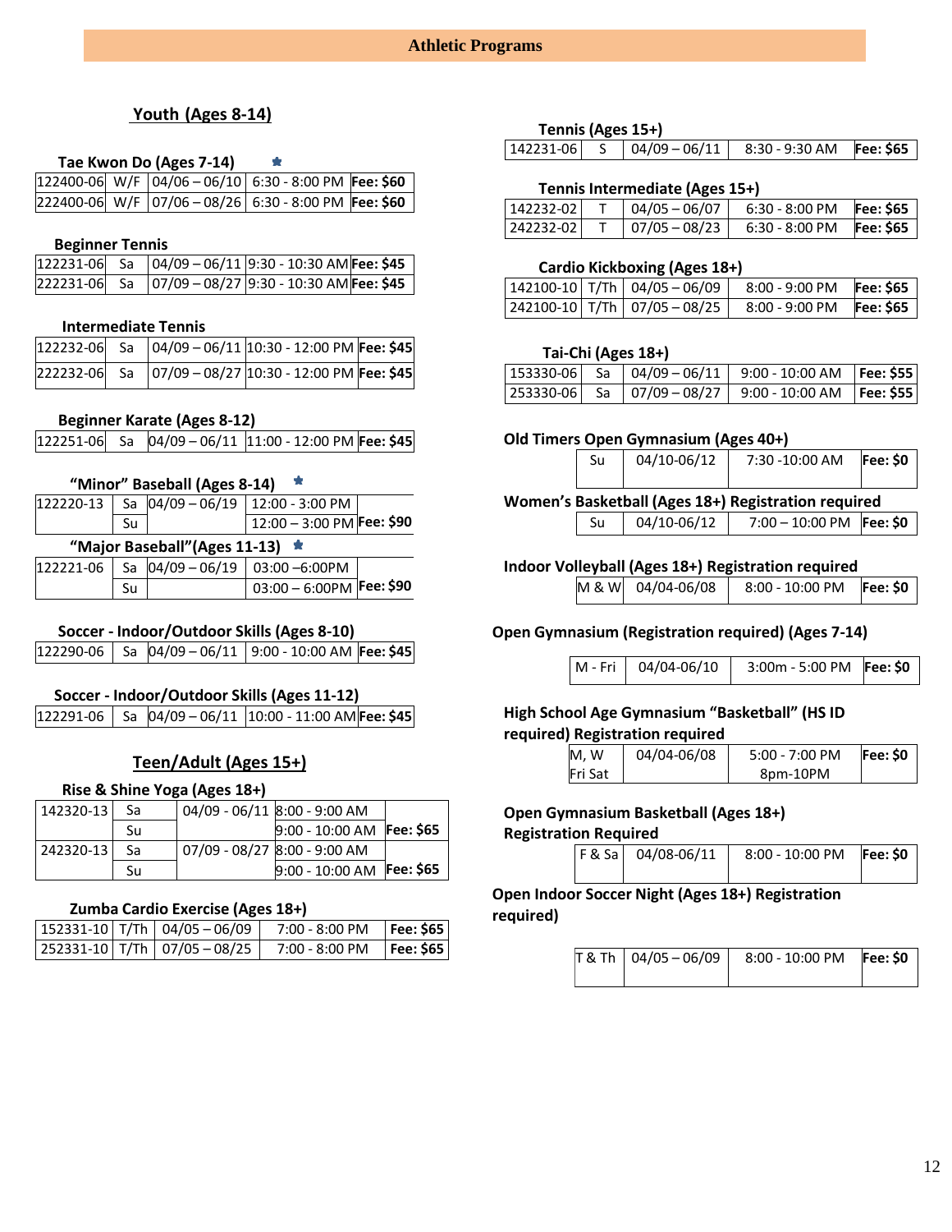# Athletic Programs

## Youth (Ages 8-14)

### Tae Kwon Do (Ages 7-14) ★

| | | | | |
|---|---|---|---|---|
| 122400-06 | W/F | 04/06 – 06/10 | 6:30 - 8:00 PM | **Fee: $60** |
| 222400-06 | W/F | 07/06 – 08/26 | 6:30 - 8:00 PM | **Fee: $60** |

### Beginner Tennis

| | | | | |
|---|---|---|---|---|
| 122231-06 | Sa | 04/09 – 06/11 | 9:30 - 10:30 AM | **Fee: $45** |
| 222231-06 | Sa | 07/09 – 08/27 | 9:30 - 10:30 AM | **Fee: $45** |

### Intermediate Tennis

| | | | | |
|---|---|---|---|---|
| 122232-06 | Sa | 04/09 – 06/11 | 10:30 - 12:00 PM | **Fee: $45** |
| 222232-06 | Sa | 07/09 – 08/27 | 10:30 - 12:00 PM | **Fee: $45** |

### Beginner Karate (Ages 8-12)

| | | | | |
|---|---|---|---|---|
| 122251-06 | Sa | 04/09 – 06/11 | 11:00 - 12:00 PM | **Fee: $45** |

### "Minor" Baseball (Ages 8-14) ★

| | | | | |
|---|---|---|---|---|
| 122220-13 | Sa | 04/09 – 06/19 | 12:00 - 3:00 PM | |
| | Su | | 12:00 – 3:00 PM | **Fee: $90** |

### "Major Baseball" (Ages 11-13) ★

| | | | | |
|---|---|---|---|---|
| 122221-06 | Sa | 04/09 – 06/19 | 03:00 –6:00PM | |
| | Su | | 03:00 – 6:00PM | **Fee: $90** |

### Soccer - Indoor/Outdoor Skills (Ages 8-10)

| | | | | |
|---|---|---|---|---|
| 122290-06 | Sa | 04/09 – 06/11 | 9:00 - 10:00 AM | **Fee: $45** |

### Soccer - Indoor/Outdoor Skills (Ages 11-12)

| | | | | |
|---|---|---|---|---|
| 122291-06 | Sa | 04/09 – 06/11 | 10:00 - 11:00 AM | **Fee: $45** |

## Teen/Adult (Ages 15+)

### Rise & Shine Yoga (Ages 18+)

| | | | | |
|---|---|---|---|---|
| 142320-13 | Sa | 04/09 - 06/11 | 8:00 - 9:00 AM | |
| | Su | | 9:00 - 10:00 AM | **Fee: $65** |
| 242320-13 | Sa | 07/09 - 08/27 | 8:00 - 9:00 AM | |
| | Su | | 9:00 - 10:00 AM | **Fee: $65** |

### Zumba Cardio Exercise (Ages 18+)

| | | | | |
|---|---|---|---|---|
| 152331-10 | T/Th | 04/05 – 06/09 | 7:00 - 8:00 PM | **Fee: $65** |
| 252331-10 | T/Th | 07/05 – 08/25 | 7:00 - 8:00 PM | **Fee: $65** |

### Tennis (Ages 15+)

| | | | | |
|---|---|---|---|---|
| 142231-06 | S | 04/09 – 06/11 | 8:30 - 9:30 AM | **Fee: $65** |

### Tennis Intermediate (Ages 15+)

| | | | | |
|---|---|---|---|---|
| 142232-02 | T | 04/05 – 06/07 | 6:30 - 8:00 PM | **Fee: $65** |
| 242232-02 | T | 07/05 – 08/23 | 6:30 - 8:00 PM | **Fee: $65** |

### Cardio Kickboxing (Ages 18+)

| | | | | |
|---|---|---|---|---|
| 142100-10 | T/Th | 04/05 – 06/09 | 8:00 - 9:00 PM | **Fee: $65** |
| 242100-10 | T/Th | 07/05 – 08/25 | 8:00 - 9:00 PM | **Fee: $65** |

### Tai-Chi (Ages 18+)

| | | | | |
|---|---|---|---|---|
| 153330-06 | Sa | 04/09 – 06/11 | 9:00 - 10:00 AM | **Fee: $55** |
| 253330-06 | Sa | 07/09 – 08/27 | 9:00 - 10:00 AM | **Fee: $55** |

### Old Timers Open Gymnasium (Ages 40+)

| | | | |
|---|---|---|---|
| Su | 04/10-06/12 | 7:30 -10:00 AM | **Fee: $0** |

### Women's Basketball (Ages 18+) Registration required

| | | | |
|---|---|---|---|
| Su | 04/10-06/12 | 7:00 – 10:00 PM | **Fee: $0** |

### Indoor Volleyball (Ages 18+) Registration required

| | | | |
|---|---|---|---|
| M & W | 04/04-06/08 | 8:00 - 10:00 PM | **Fee: $0** |

### Open Gymnasium (Registration required) (Ages 7-14)

| | | | |
|---|---|---|---|
| M - Fri | 04/04-06/10 | 3:00m - 5:00 PM | **Fee: $0** |

### High School Age Gymnasium "Basketball" (HS ID required) Registration required

| | | | |
|---|---|---|---|
| M, W<br>Fri Sat | 04/04-06/08 | 5:00 - 7:00 PM<br>8pm-10PM | **Fee: $0** |

### Open Gymnasium Basketball (Ages 18+) Registration Required

| | | | |
|---|---|---|---|
| F & Sa | 04/08-06/11 | 8:00 - 10:00 PM | **Fee: $0** |

### Open Indoor Soccer Night (Ages 18+) Registration required)

| | | | |
|---|---|---|---|
| T & Th | 04/05 – 06/09 | 8:00 - 10:00 PM | **Fee: $0** |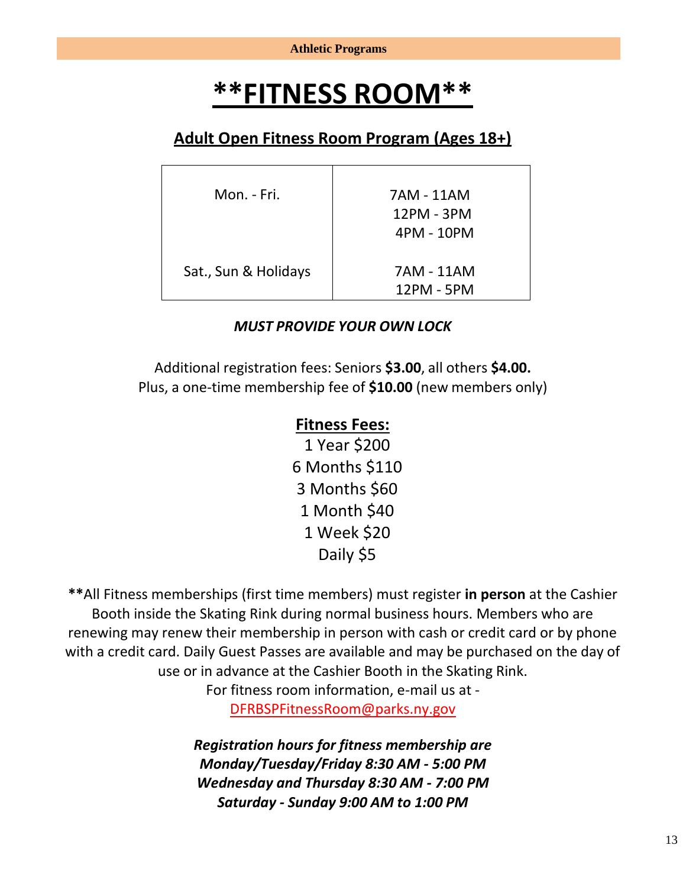**Athletic Programs**

# **FITNESS ROOM**

## Adult Open Fitness Room Program (Ages 18+)

| Day | Hours |
|---|---|
| Mon. - Fri. | 7AM - 11AM<br>12PM - 3PM<br>4PM - 10PM |
| Sat., Sun & Holidays | 7AM - 11AM<br>12PM - 5PM |

***MUST PROVIDE YOUR OWN LOCK***

Additional registration fees: Seniors **$3.00**, all others **$4.00.**
Plus, a one-time membership fee of **$10.00** (new members only)

**Fitness Fees:**

1 Year $200
6 Months $110
3 Months $60
1 Month $40
1 Week $20
Daily $5

**All Fitness memberships (first time members) must register **in person** at the Cashier Booth inside the Skating Rink during normal business hours. Members who are renewing may renew their membership in person with cash or credit card or by phone with a credit card. Daily Guest Passes are available and may be purchased on the day of use or in advance at the Cashier Booth in the Skating Rink.
For fitness room information, e-mail us at - DFRBSPFitnessRoom@parks.ny.gov

***Registration hours for fitness membership are***
***Monday/Tuesday/Friday 8:30 AM - 5:00 PM***
***Wednesday and Thursday 8:30 AM - 7:00 PM***
***Saturday - Sunday 9:00 AM to 1:00 PM***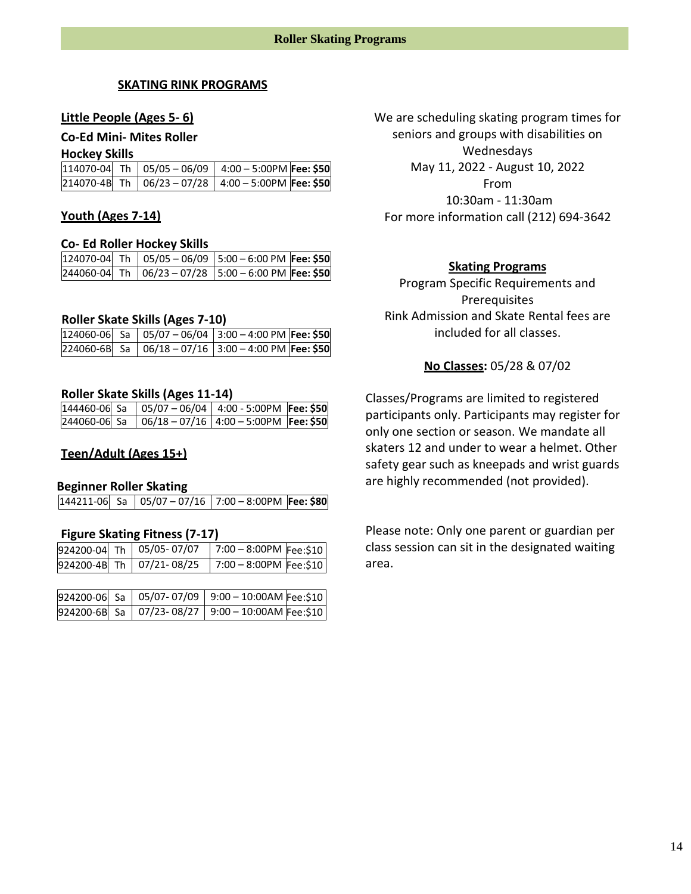# Roller Skating Programs

## SKATING RINK PROGRAMS

### Little People (Ages 5- 6)

**Co-Ed Mini- Mites Roller Hockey Skills**

| | | | | |
|---|---|---|---|---|
| 114070-04 | Th | 05/05 – 06/09 | 4:00 – 5:00PM | **Fee: $50** |
| 214070-4B | Th | 06/23 – 07/28 | 4:00 – 5:00PM | **Fee: $50** |

### Youth (Ages 7-14)

**Co- Ed Roller Hockey Skills**

| | | | | |
|---|---|---|---|---|
| 124070-04 | Th | 05/05 – 06/09 | 5:00 – 6:00 PM | **Fee: $50** |
| 244060-04 | Th | 06/23 – 07/28 | 5:00 – 6:00 PM | **Fee: $50** |

**Roller Skate Skills (Ages 7-10)**

| | | | | |
|---|---|---|---|---|
| 124060-06 | Sa | 05/07 – 06/04 | 3:00 – 4:00 PM | **Fee: $50** |
| 224060-6B | Sa | 06/18 – 07/16 | 3:00 – 4:00 PM | **Fee: $50** |

**Roller Skate Skills (Ages 11-14)**

| | | | | |
|---|---|---|---|---|
| 144460-06 | Sa | 05/07 – 06/04 | 4:00 - 5:00PM | **Fee: $50** |
| 244060-06 | Sa | 06/18 – 07/16 | 4:00 – 5:00PM | **Fee: $50** |

### Teen/Adult (Ages 15+)

**Beginner Roller Skating**

| | | | | |
|---|---|---|---|---|
| 144211-06 | Sa | 05/07 – 07/16 | 7:00 – 8:00PM | **Fee: $80** |

**Figure Skating Fitness (7-17)**

| | | | | |
|---|---|---|---|---|
| 924200-04 | Th | 05/05- 07/07 | 7:00 – 8:00PM | Fee:$10 |
| 924200-4B | Th | 07/21- 08/25 | 7:00 – 8:00PM | Fee:$10 |

| | | | | |
|---|---|---|---|---|
| 924200-06 | Sa | 05/07- 07/09 | 9:00 – 10:00AM | Fee:$10 |
| 924200-6B | Sa | 07/23- 08/27 | 9:00 – 10:00AM | Fee:$10 |

We are scheduling skating program times for seniors and groups with disabilities on Wednesdays
May 11, 2022 - August 10, 2022
From
10:30am - 11:30am
For more information call (212) 694-3642

### Skating Programs

Program Specific Requirements and Prerequisites
Rink Admission and Skate Rental fees are included for all classes.

**No Classes:** 05/28 & 07/02

Classes/Programs are limited to registered participants only. Participants may register for only one section or season. We mandate all skaters 12 and under to wear a helmet. Other safety gear such as kneepads and wrist guards are highly recommended (not provided).

Please note: Only one parent or guardian per class session can sit in the designated waiting area.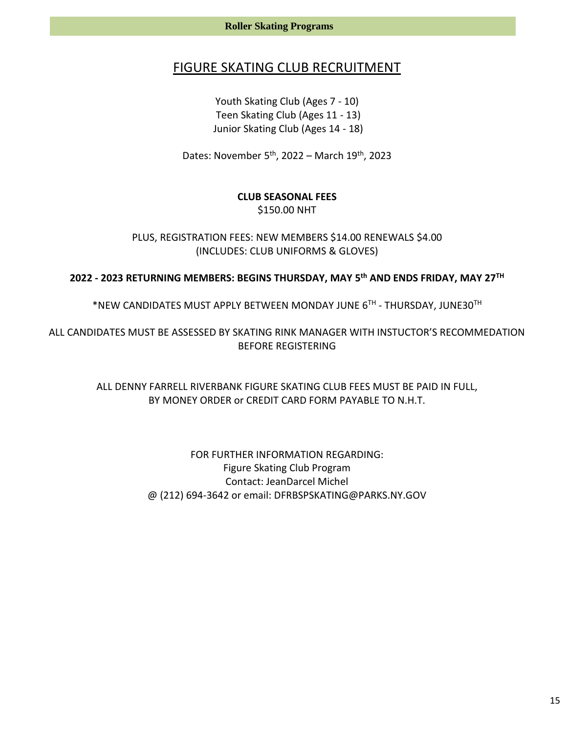# FIGURE SKATING CLUB RECRUITMENT

Youth Skating Club (Ages 7 - 10)
Teen Skating Club (Ages 11 - 13)
Junior Skating Club (Ages 14 - 18)

Dates: November 5th, 2022 – March 19th, 2023

**CLUB SEASONAL FEES**
$150.00 NHT

PLUS, REGISTRATION FEES: NEW MEMBERS $14.00 RENEWALS $4.00
(INCLUDES: CLUB UNIFORMS & GLOVES)

**2022 - 2023 RETURNING MEMBERS: BEGINS THURSDAY, MAY 5th AND ENDS FRIDAY, MAY 27TH**

*NEW CANDIDATES MUST APPLY BETWEEN MONDAY JUNE 6TH - THURSDAY, JUNE30TH

ALL CANDIDATES MUST BE ASSESSED BY SKATING RINK MANAGER WITH INSTUCTOR'S RECOMMEDATION BEFORE REGISTERING

ALL DENNY FARRELL RIVERBANK FIGURE SKATING CLUB FEES MUST BE PAID IN FULL, BY MONEY ORDER or CREDIT CARD FORM PAYABLE TO N.H.T.

FOR FURTHER INFORMATION REGARDING:
Figure Skating Club Program
Contact: JeanDarcel Michel
@ (212) 694-3642 or email: DFRBSPSKATING@PARKS.NY.GOV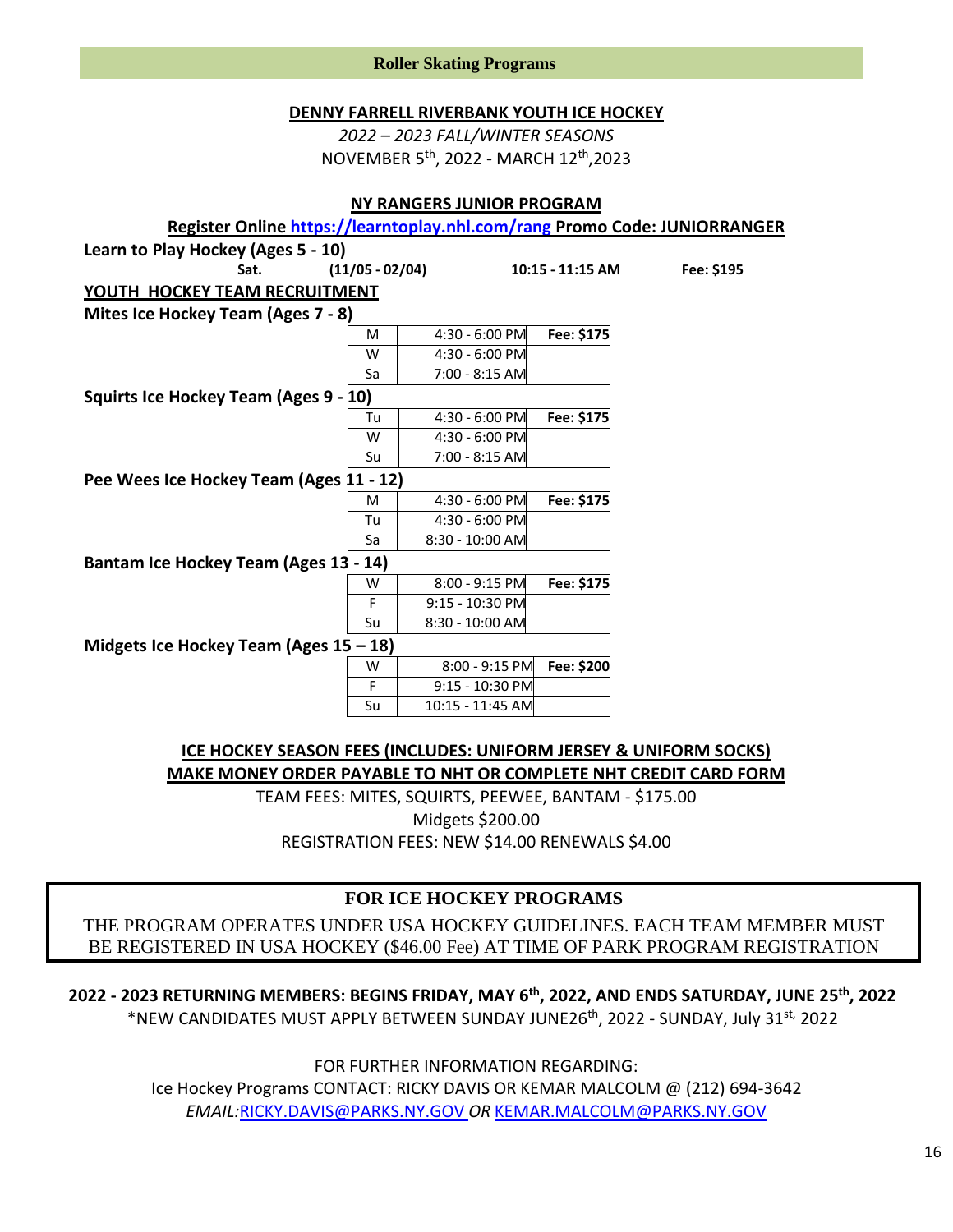## Roller Skating Programs

**DENNY FARRELL RIVERBANK YOUTH ICE HOCKEY**

*2022 – 2023 FALL/WINTER SEASONS*

NOVEMBER 5th, 2022 - MARCH 12th,2023

**NY RANGERS JUNIOR PROGRAM**

**Register Online https://learntoplay.nhl.com/rang Promo Code: JUNIORRANGER**

**Learn to Play Hockey (Ages 5 - 10)**

| Sat. | (11/05 - 02/04) | 10:15 - 11:15 AM | Fee: $195 |
|---|---|---|---|

**YOUTH HOCKEY TEAM RECRUITMENT**

**Mites Ice Hockey Team (Ages 7 - 8)**

| Day | Time | Fee |
|---|---|---|
| M | 4:30 - 6:00 PM | **Fee: $175** |
| W | 4:30 - 6:00 PM | |
| Sa | 7:00 - 8:15 AM | |

**Squirts Ice Hockey Team (Ages 9 - 10)**

| Day | Time | Fee |
|---|---|---|
| Tu | 4:30 - 6:00 PM | **Fee: $175** |
| W | 4:30 - 6:00 PM | |
| Su | 7:00 - 8:15 AM | |

**Pee Wees Ice Hockey Team (Ages 11 - 12)**

| Day | Time | Fee |
|---|---|---|
| M | 4:30 - 6:00 PM | **Fee: $175** |
| Tu | 4:30 - 6:00 PM | |
| Sa | 8:30 - 10:00 AM | |

**Bantam Ice Hockey Team (Ages 13 - 14)**

| Day | Time | Fee |
|---|---|---|
| W | 8:00 - 9:15 PM | **Fee: $175** |
| F | 9:15 - 10:30 PM | |
| Su | 8:30 - 10:00 AM | |

**Midgets Ice Hockey Team (Ages 15 – 18)**

| Day | Time | Fee |
|---|---|---|
| W | 8:00 - 9:15 PM | **Fee: $200** |
| F | 9:15 - 10:30 PM | |
| Su | 10:15 - 11:45 AM | |

**ICE HOCKEY SEASON FEES (INCLUDES: UNIFORM JERSEY & UNIFORM SOCKS)**

**MAKE MONEY ORDER PAYABLE TO NHT OR COMPLETE NHT CREDIT CARD FORM**

TEAM FEES: MITES, SQUIRTS, PEEWEE, BANTAM - $175.00

Midgets $200.00

REGISTRATION FEES: NEW $14.00 RENEWALS $4.00

### FOR ICE HOCKEY PROGRAMS

THE PROGRAM OPERATES UNDER USA HOCKEY GUIDELINES. EACH TEAM MEMBER MUST BE REGISTERED IN USA HOCKEY ($46.00 Fee) AT TIME OF PARK PROGRAM REGISTRATION

**2022 - 2023 RETURNING MEMBERS: BEGINS FRIDAY, MAY 6th, 2022, AND ENDS SATURDAY, JUNE 25th, 2022**

*NEW CANDIDATES MUST APPLY BETWEEN SUNDAY JUNE26th, 2022 - SUNDAY, July 31st, 2022

FOR FURTHER INFORMATION REGARDING:

Ice Hockey Programs CONTACT: RICKY DAVIS OR KEMAR MALCOLM @ (212) 694-3642

*EMAIL:*RICKY.DAVIS@PARKS.NY.GOV *OR* KEMAR.MALCOLM@PARKS.NY.GOV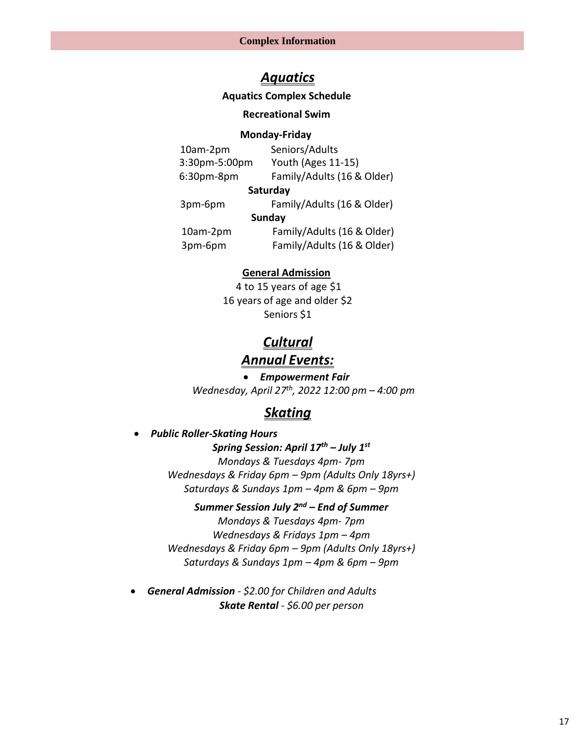## Complex Information

# ***Aquatics***

**Aquatics Complex Schedule**

**Recreational Swim**

**Monday-Friday**

| | |
|---|---|
| 10am-2pm | Seniors/Adults |
| 3:30pm-5:00pm | Youth (Ages 11-15) |
| 6:30pm-8pm | Family/Adults (16 & Older) |
| **Saturday** | |
| 3pm-6pm | Family/Adults (16 & Older) |
| **Sunday** | |
| 10am-2pm | Family/Adults (16 & Older) |
| 3pm-6pm | Family/Adults (16 & Older) |

**General Admission**

4 to 15 years of age $1

16 years of age and older $2

Seniors $1

# ***Cultural***

## ***Annual Events:***

- ***Empowerment Fair***

*Wednesday, April 27th, 2022 12:00 pm – 4:00 pm*

# ***Skating***

- ***Public Roller-Skating Hours***

***Spring Session: April 17th – July 1st***

*Mondays & Tuesdays 4pm- 7pm*

*Wednesdays & Friday 6pm – 9pm (Adults Only 18yrs+)*

*Saturdays & Sundays 1pm – 4pm & 6pm – 9pm*

***Summer Session July 2nd – End of Summer***

*Mondays & Tuesdays 4pm- 7pm*

*Wednesdays & Fridays 1pm – 4pm*

*Wednesdays & Friday 6pm – 9pm (Adults Only 18yrs+)*

*Saturdays & Sundays 1pm – 4pm & 6pm – 9pm*

- ***General Admission*** *- $2.00 for Children and Adults*

***Skate Rental*** *- $6.00 per person*